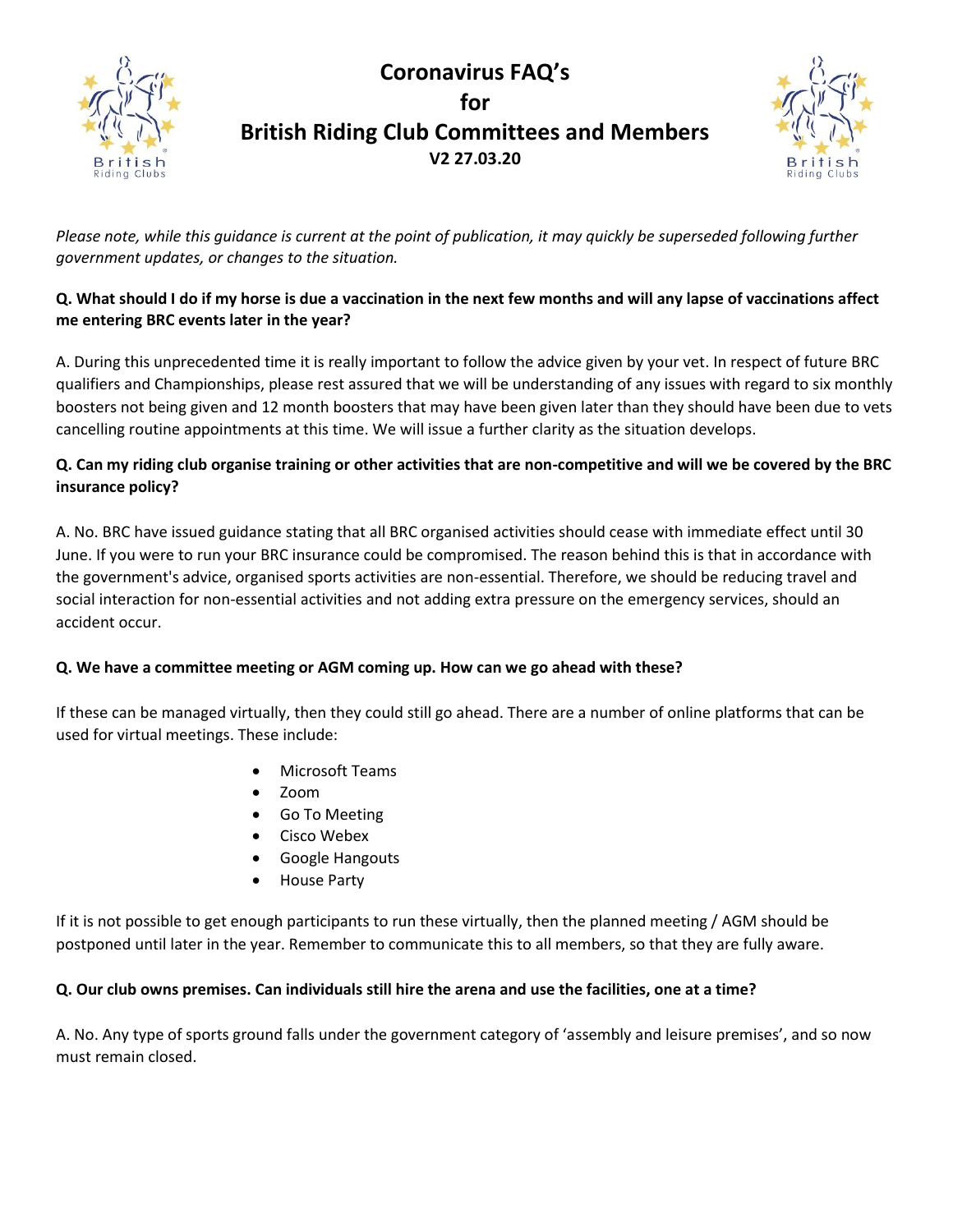# Coronavirus FAQ's for British Riding Club Committees and Members

**V2 27.03.20**

*Please note, while this guidance is current at the point of publication, it may quickly be superseded following further government updates, or changes to the situation.*

**Q. What should I do if my horse is due a vaccination in the next few months and will any lapse of vaccinations affect me entering BRC events later in the year?**

A. During this unprecedented time it is really important to follow the advice given by your vet. In respect of future BRC qualifiers and Championships, please rest assured that we will be understanding of any issues with regard to six monthly boosters not being given and 12 month boosters that may have been given later than they should have been due to vets cancelling routine appointments at this time. We will issue a further clarity as the situation develops.

**Q. Can my riding club organise training or other activities that are non-competitive and will we be covered by the BRC insurance policy?**

A. No. BRC have issued guidance stating that all BRC organised activities should cease with immediate effect until 30 June. If you were to run your BRC insurance could be compromised. The reason behind this is that in accordance with the government's advice, organised sports activities are non-essential. Therefore, we should be reducing travel and social interaction for non-essential activities and not adding extra pressure on the emergency services, should an accident occur.

**Q. We have a committee meeting or AGM coming up. How can we go ahead with these?**

If these can be managed virtually, then they could still go ahead. There are a number of online platforms that can be used for virtual meetings. These include:

- Microsoft Teams
- Zoom
- Go To Meeting
- Cisco Webex
- Google Hangouts
- House Party

If it is not possible to get enough participants to run these virtually, then the planned meeting / AGM should be postponed until later in the year. Remember to communicate this to all members, so that they are fully aware.

**Q. Our club owns premises. Can individuals still hire the arena and use the facilities, one at a time?**

A. No. Any type of sports ground falls under the government category of 'assembly and leisure premises', and so now must remain closed.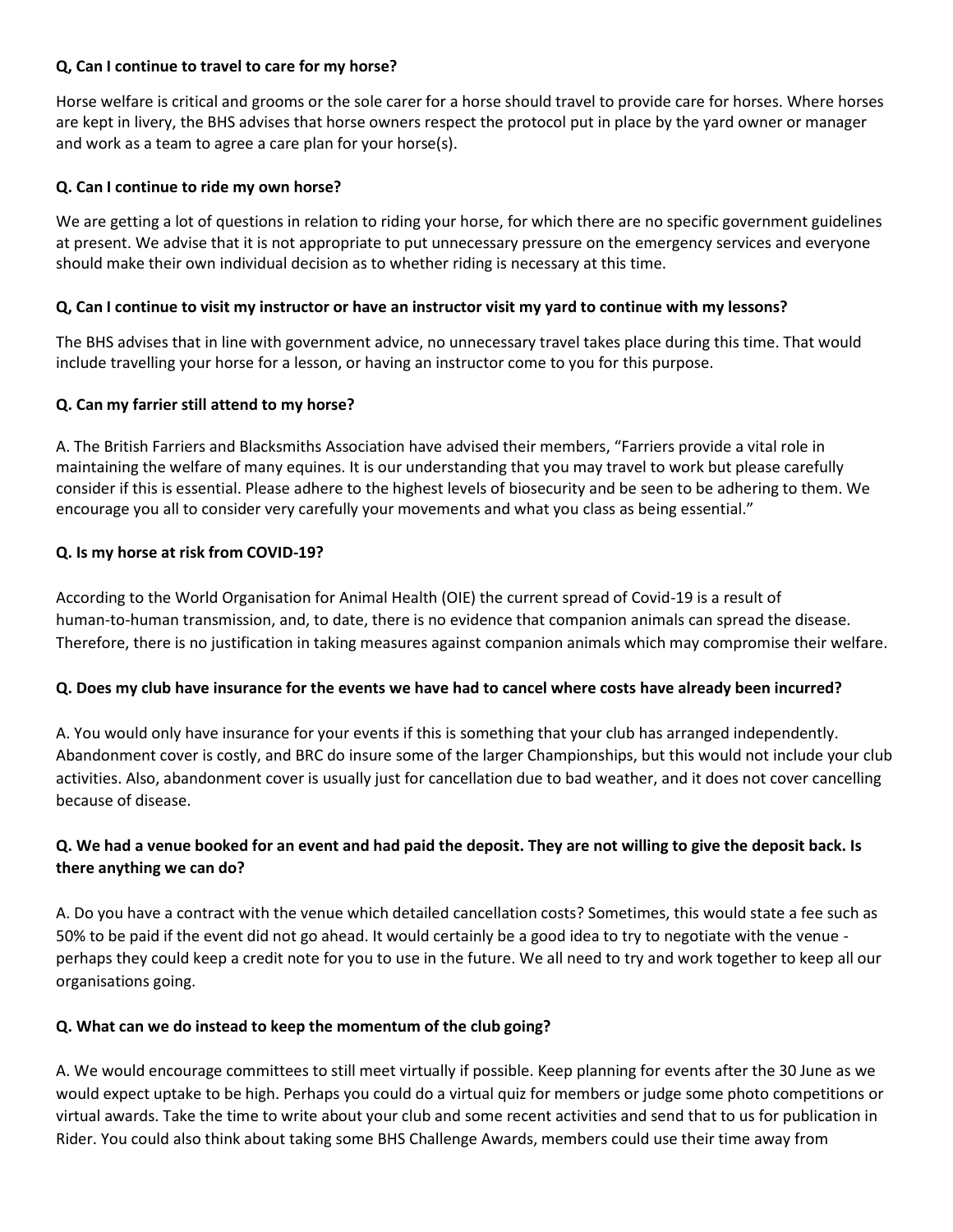**Q, Can I continue to travel to care for my horse?**

Horse welfare is critical and grooms or the sole carer for a horse should travel to provide care for horses. Where horses are kept in livery, the BHS advises that horse owners respect the protocol put in place by the yard owner or manager and work as a team to agree a care plan for your horse(s).

**Q. Can I continue to ride my own horse?**

We are getting a lot of questions in relation to riding your horse, for which there are no specific government guidelines at present. We advise that it is not appropriate to put unnecessary pressure on the emergency services and everyone should make their own individual decision as to whether riding is necessary at this time.

**Q, Can I continue to visit my instructor or have an instructor visit my yard to continue with my lessons?**

The BHS advises that in line with government advice, no unnecessary travel takes place during this time. That would include travelling your horse for a lesson, or having an instructor come to you for this purpose.

**Q. Can my farrier still attend to my horse?**

A. The British Farriers and Blacksmiths Association have advised their members, "Farriers provide a vital role in maintaining the welfare of many equines. It is our understanding that you may travel to work but please carefully consider if this is essential. Please adhere to the highest levels of biosecurity and be seen to be adhering to them. We encourage you all to consider very carefully your movements and what you class as being essential."

**Q. Is my horse at risk from COVID-19?**

According to the World Organisation for Animal Health (OIE) the current spread of Covid-19 is a result of human-to-human transmission, and, to date, there is no evidence that companion animals can spread the disease. Therefore, there is no justification in taking measures against companion animals which may compromise their welfare.

**Q. Does my club have insurance for the events we have had to cancel where costs have already been incurred?**

A. You would only have insurance for your events if this is something that your club has arranged independently. Abandonment cover is costly, and BRC do insure some of the larger Championships, but this would not include your club activities. Also, abandonment cover is usually just for cancellation due to bad weather, and it does not cover cancelling because of disease.

**Q. We had a venue booked for an event and had paid the deposit. They are not willing to give the deposit back. Is there anything we can do?**

A. Do you have a contract with the venue which detailed cancellation costs? Sometimes, this would state a fee such as 50% to be paid if the event did not go ahead. It would certainly be a good idea to try to negotiate with the venue - perhaps they could keep a credit note for you to use in the future. We all need to try and work together to keep all our organisations going.

**Q. What can we do instead to keep the momentum of the club going?**

A. We would encourage committees to still meet virtually if possible. Keep planning for events after the 30 June as we would expect uptake to be high. Perhaps you could do a virtual quiz for members or judge some photo competitions or virtual awards. Take the time to write about your club and some recent activities and send that to us for publication in Rider. You could also think about taking some BHS Challenge Awards, members could use their time away from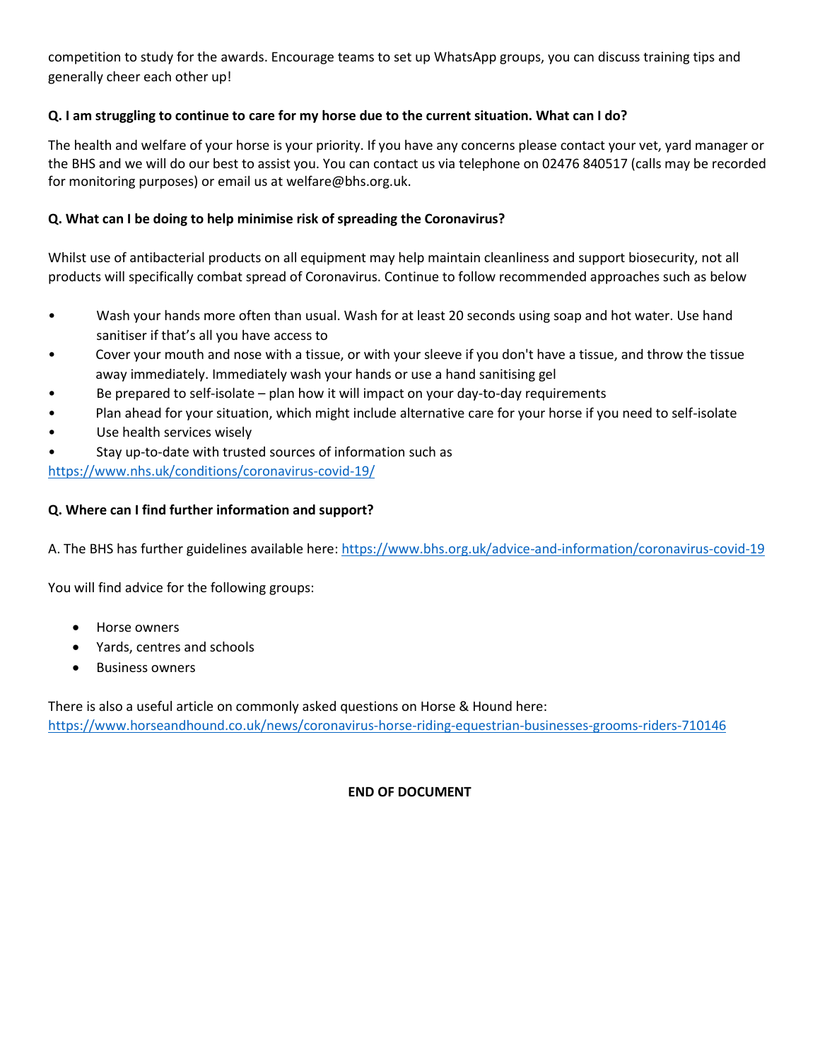competition to study for the awards. Encourage teams to set up WhatsApp groups, you can discuss training tips and generally cheer each other up!

**Q. I am struggling to continue to care for my horse due to the current situation. What can I do?**

The health and welfare of your horse is your priority. If you have any concerns please contact your vet, yard manager or the BHS and we will do our best to assist you. You can contact us via telephone on 02476 840517 (calls may be recorded for monitoring purposes) or email us at welfare@bhs.org.uk.

**Q. What can I be doing to help minimise risk of spreading the Coronavirus?**

Whilst use of antibacterial products on all equipment may help maintain cleanliness and support biosecurity, not all products will specifically combat spread of Coronavirus. Continue to follow recommended approaches such as below

- Wash your hands more often than usual. Wash for at least 20 seconds using soap and hot water. Use hand sanitiser if that's all you have access to
- Cover your mouth and nose with a tissue, or with your sleeve if you don't have a tissue, and throw the tissue away immediately. Immediately wash your hands or use a hand sanitising gel
- Be prepared to self-isolate – plan how it will impact on your day-to-day requirements
- Plan ahead for your situation, which might include alternative care for your horse if you need to self-isolate
- Use health services wisely
- Stay up-to-date with trusted sources of information such as https://www.nhs.uk/conditions/coronavirus-covid-19/

**Q. Where can I find further information and support?**

A. The BHS has further guidelines available here: https://www.bhs.org.uk/advice-and-information/coronavirus-covid-19

You will find advice for the following groups:

- Horse owners
- Yards, centres and schools
- Business owners

There is also a useful article on commonly asked questions on Horse & Hound here: https://www.horseandhound.co.uk/news/coronavirus-horse-riding-equestrian-businesses-grooms-riders-710146

**END OF DOCUMENT**